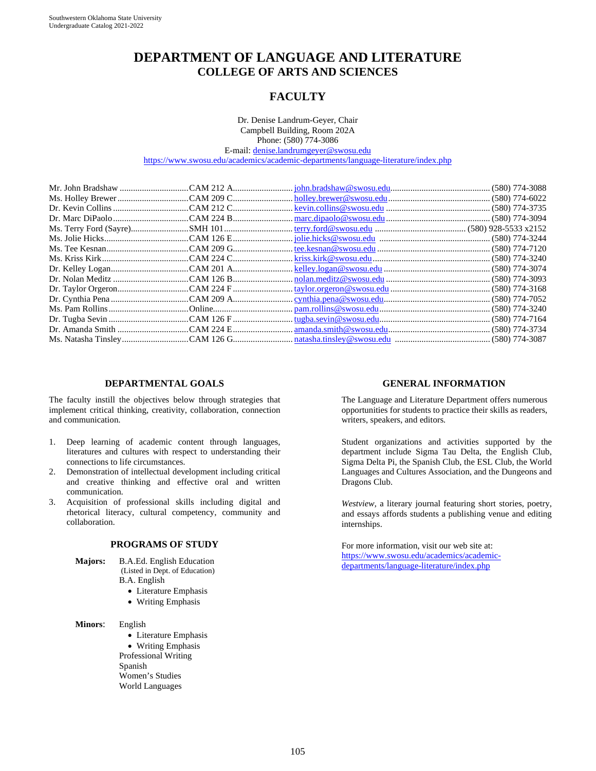# DEPARTMENT OF LANGUAGE AND LITERATURE
## COLLEGE OF ARTS AND SCIENCES

## FACULTY

Dr. Denise Landrum-Geyer, Chair
Campbell Building, Room 202A
Phone: (580) 774-3086
E-mail: denise.landrumgeyer@swosu.edu
https://www.swosu.edu/academics/academic-departments/language-literature/index.php

| Name | Office | E-mail | Phone |
|---|---|---|---|
| Mr. John Bradshaw | CAM 212 A | john.bradshaw@swosu.edu | (580) 774-3088 |
| Ms. Holley Brewer | CAM 209 C | holley.brewer@swosu.edu | (580) 774-6022 |
| Dr. Kevin Collins | CAM 212 C | kevin.collins@swosu.edu | (580) 774-3735 |
| Dr. Marc DiPaolo | CAM 224 B | marc.dipaolo@swosu.edu | (580) 774-3094 |
| Ms. Terry Ford (Sayre) | SMH 101 | terry.ford@swosu.edu | (580) 928-5533 x2152 |
| Ms. Jolie Hicks | CAM 126 E | jolie.hicks@swosu.edu | (580) 774-3244 |
| Ms. Tee Kesnan | CAM 209 G | tee.kesnan@swosu.edu | (580) 774-7120 |
| Ms. Kriss Kirk | CAM 224 C | kriss.kirk@swosu.edu | (580) 774-3240 |
| Dr. Kelley Logan | CAM 201 A | kelley.logan@swosu.edu | (580) 774-3074 |
| Dr. Nolan Meditz | CAM 126 B | nolan.meditz@swosu.edu | (580) 774-3093 |
| Dr. Taylor Orgeron | CAM 224 F | taylor.orgeron@swosu.edu | (580) 774-3168 |
| Dr. Cynthia Pena | CAM 209 A | cynthia.pena@swosu.edu | (580) 774-7052 |
| Ms. Pam Rollins | Online | pam.rollins@swosu.edu | (580) 774-3240 |
| Dr. Tugba Sevin | CAM 126 F | tugba.sevin@swosu.edu | (580) 774-7164 |
| Dr. Amanda Smith | CAM 224 E | amanda.smith@swosu.edu | (580) 774-3734 |
| Ms. Natasha Tinsley | CAM 126 G | natasha.tinsley@swosu.edu | (580) 774-3087 |

### DEPARTMENTAL GOALS

The faculty instill the objectives below through strategies that implement critical thinking, creativity, collaboration, connection and communication.

1. Deep learning of academic content through languages, literatures and cultures with respect to understanding their connections to life circumstances.
2. Demonstration of intellectual development including critical and creative thinking and effective oral and written communication.
3. Acquisition of professional skills including digital and rhetorical literacy, cultural competency, community and collaboration.

### PROGRAMS OF STUDY

**Majors:**
B.A.Ed. English Education
(Listed in Dept. of Education)
B.A. English
- Literature Emphasis
- Writing Emphasis

**Minors:**
English
- Literature Emphasis
- Writing Emphasis

Professional Writing
Spanish
Women's Studies
World Languages

### GENERAL INFORMATION

The Language and Literature Department offers numerous opportunities for students to practice their skills as readers, writers, speakers, and editors.

Student organizations and activities supported by the department include Sigma Tau Delta, the English Club, Sigma Delta Pi, the Spanish Club, the ESL Club, the World Languages and Cultures Association, and the Dungeons and Dragons Club.

*Westview*, a literary journal featuring short stories, poetry, and essays affords students a publishing venue and editing internships.

For more information, visit our web site at: https://www.swosu.edu/academics/academic-departments/language-literature/index.php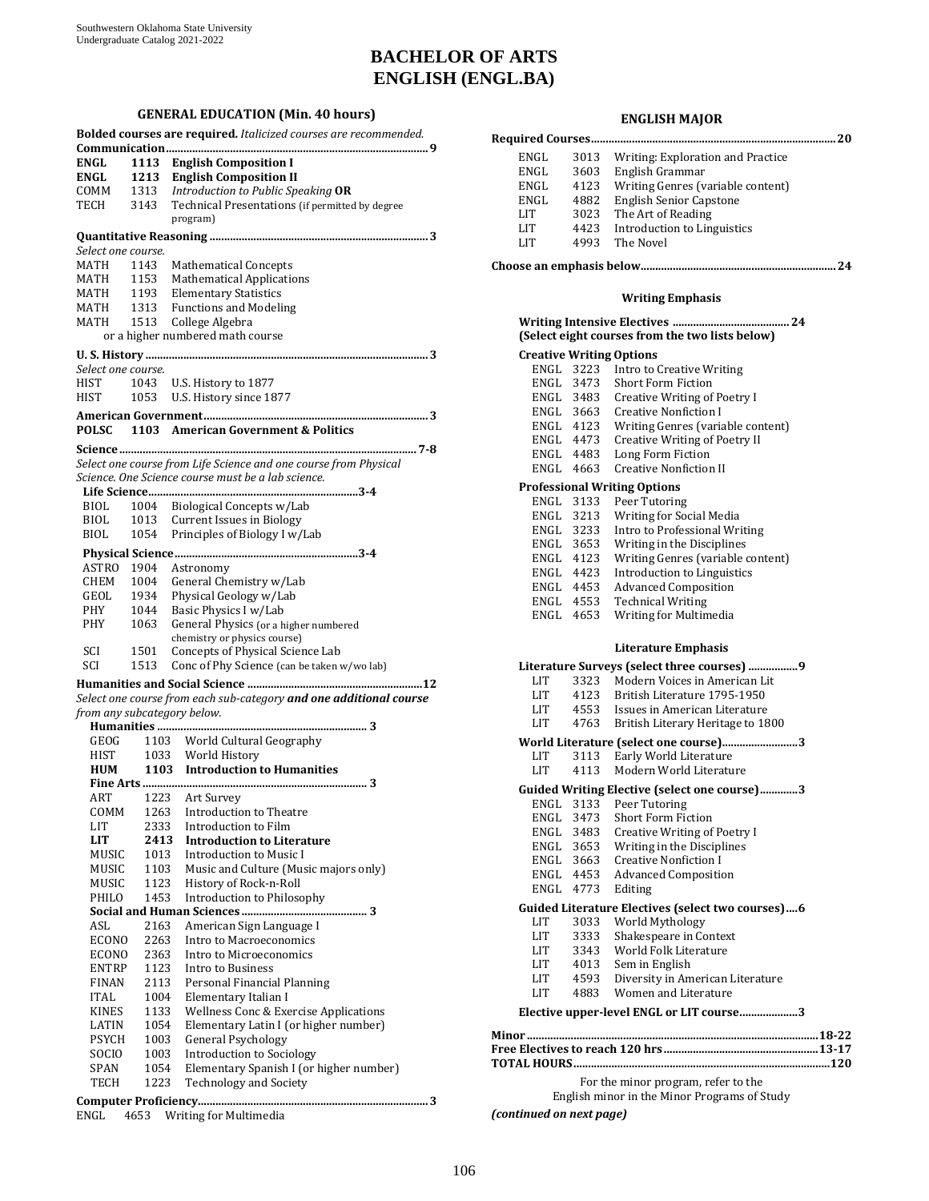# BACHELOR OF ARTS
# ENGLISH (ENGL.BA)

## GENERAL EDUCATION (Min. 40 hours)

**Bolded courses are required.** *Italicized courses are recommended.*

**Communication ........ 9**

| | | |
|---|---|---|
| **ENGL** | **1113** | **English Composition I** |
| **ENGL** | **1213** | **English Composition II** |
| COMM | 1313 | *Introduction to Public Speaking* **OR** |
| TECH | 3143 | Technical Presentations (if permitted by degree program) |

**Quantitative Reasoning ........ 3**

*Select one course.*

| | | |
|---|---|---|
| MATH | 1143 | Mathematical Concepts |
| MATH | 1153 | Mathematical Applications |
| MATH | 1193 | Elementary Statistics |
| MATH | 1313 | Functions and Modeling |
| MATH | 1513 | College Algebra |

or a higher numbered math course

**U. S. History ........ 3**

*Select one course.*

| | | |
|---|---|---|
| HIST | 1043 | U.S. History to 1877 |
| HIST | 1053 | U.S. History since 1877 |

**American Government ........ 3**

| | | |
|---|---|---|
| **POLSC** | **1103** | **American Government & Politics** |

**Science ........ 7-8**

*Select one course from Life Science and one course from Physical Science. One Science course must be a lab science.*

**Life Science ........ 3-4**

| | | |
|---|---|---|
| BIOL | 1004 | Biological Concepts w/Lab |
| BIOL | 1013 | Current Issues in Biology |
| BIOL | 1054 | Principles of Biology I w/Lab |

**Physical Science ........ 3-4**

| | | |
|---|---|---|
| ASTRO | 1904 | Astronomy |
| CHEM | 1004 | General Chemistry w/Lab |
| GEOL | 1934 | Physical Geology w/Lab |
| PHY | 1044 | Basic Physics I w/Lab |
| PHY | 1063 | General Physics (or a higher numbered chemistry or physics course) |
| SCI | 1501 | Concepts of Physical Science Lab |
| SCI | 1513 | Conc of Phy Science (can be taken w/wo lab) |

**Humanities and Social Science ........ 12**

*Select one course from each sub-category **and one additional course** from any subcategory below.*

**Humanities ........ 3**

| | | |
|---|---|---|
| GEOG | 1103 | World Cultural Geography |
| HIST | 1033 | World History |
| **HUM** | **1103** | **Introduction to Humanities** |

**Fine Arts ........ 3**

| | | |
|---|---|---|
| ART | 1223 | Art Survey |
| COMM | 1263 | Introduction to Theatre |
| LIT | 2333 | Introduction to Film |
| **LIT** | **2413** | **Introduction to Literature** |
| MUSIC | 1013 | Introduction to Music I |
| MUSIC | 1103 | Music and Culture (Music majors only) |
| MUSIC | 1123 | History of Rock-n-Roll |
| PHILO | 1453 | Introduction to Philosophy |

**Social and Human Sciences ........ 3**

| | | |
|---|---|---|
| ASL | 2163 | American Sign Language I |
| ECONO | 2263 | Intro to Macroeconomics |
| ECONO | 2363 | Intro to Microeconomics |
| ENTRP | 1123 | Intro to Business |
| FINAN | 2113 | Personal Financial Planning |
| ITAL | 1004 | Elementary Italian I |
| KINES | 1133 | Wellness Conc & Exercise Applications |
| LATIN | 1054 | Elementary Latin I (or higher number) |
| PSYCH | 1003 | General Psychology |
| SOCIO | 1003 | Introduction to Sociology |
| SPAN | 1054 | Elementary Spanish I (or higher number) |
| TECH | 1223 | Technology and Society |

**Computer Proficiency ........ 3**

| | | |
|---|---|---|
| ENGL | 4653 | Writing for Multimedia |

## ENGLISH MAJOR

**Required Courses ........ 20**

| | | |
|---|---|---|
| ENGL | 3013 | Writing: Exploration and Practice |
| ENGL | 3603 | English Grammar |
| ENGL | 4123 | Writing Genres (variable content) |
| ENGL | 4882 | English Senior Capstone |
| LIT | 3023 | The Art of Reading |
| LIT | 4423 | Introduction to Linguistics |
| LIT | 4993 | The Novel |

**Choose an emphasis below ........ 24**

### Writing Emphasis

**Writing Intensive Electives ........ 24**
**(Select eight courses from the two lists below)**

**Creative Writing Options**

| | | |
|---|---|---|
| ENGL | 3223 | Intro to Creative Writing |
| ENGL | 3473 | Short Form Fiction |
| ENGL | 3483 | Creative Writing of Poetry I |
| ENGL | 3663 | Creative Nonfiction I |
| ENGL | 4123 | Writing Genres (variable content) |
| ENGL | 4473 | Creative Writing of Poetry II |
| ENGL | 4483 | Long Form Fiction |
| ENGL | 4663 | Creative Nonfiction II |

**Professional Writing Options**

| | | |
|---|---|---|
| ENGL | 3133 | Peer Tutoring |
| ENGL | 3213 | Writing for Social Media |
| ENGL | 3233 | Intro to Professional Writing |
| ENGL | 3653 | Writing in the Disciplines |
| ENGL | 4123 | Writing Genres (variable content) |
| ENGL | 4423 | Introduction to Linguistics |
| ENGL | 4453 | Advanced Composition |
| ENGL | 4553 | Technical Writing |
| ENGL | 4653 | Writing for Multimedia |

### Literature Emphasis

**Literature Surveys (select three courses) ........ 9**

| | | |
|---|---|---|
| LIT | 3323 | Modern Voices in American Lit |
| LIT | 4123 | British Literature 1795-1950 |
| LIT | 4553 | Issues in American Literature |
| LIT | 4763 | British Literary Heritage to 1800 |

**World Literature (select one course) ........ 3**

| | | |
|---|---|---|
| LIT | 3113 | Early World Literature |
| LIT | 4113 | Modern World Literature |

**Guided Writing Elective (select one course) ........ 3**

| | | |
|---|---|---|
| ENGL | 3133 | Peer Tutoring |
| ENGL | 3473 | Short Form Fiction |
| ENGL | 3483 | Creative Writing of Poetry I |
| ENGL | 3653 | Writing in the Disciplines |
| ENGL | 3663 | Creative Nonfiction I |
| ENGL | 4453 | Advanced Composition |
| ENGL | 4773 | Editing |

**Guided Literature Electives (select two courses) ........ 6**

| | | |
|---|---|---|
| LIT | 3033 | World Mythology |
| LIT | 3333 | Shakespeare in Context |
| LIT | 3343 | World Folk Literature |
| LIT | 4013 | Sem in English |
| LIT | 4593 | Diversity in American Literature |
| LIT | 4883 | Women and Literature |

**Elective upper-level ENGL or LIT course ........ 3**

**Minor ........ 18-22**
**Free Electives to reach 120 hrs ........ 13-17**
**TOTAL HOURS ........ 120**

For the minor program, refer to the English minor in the Minor Programs of Study

***(continued on next page)***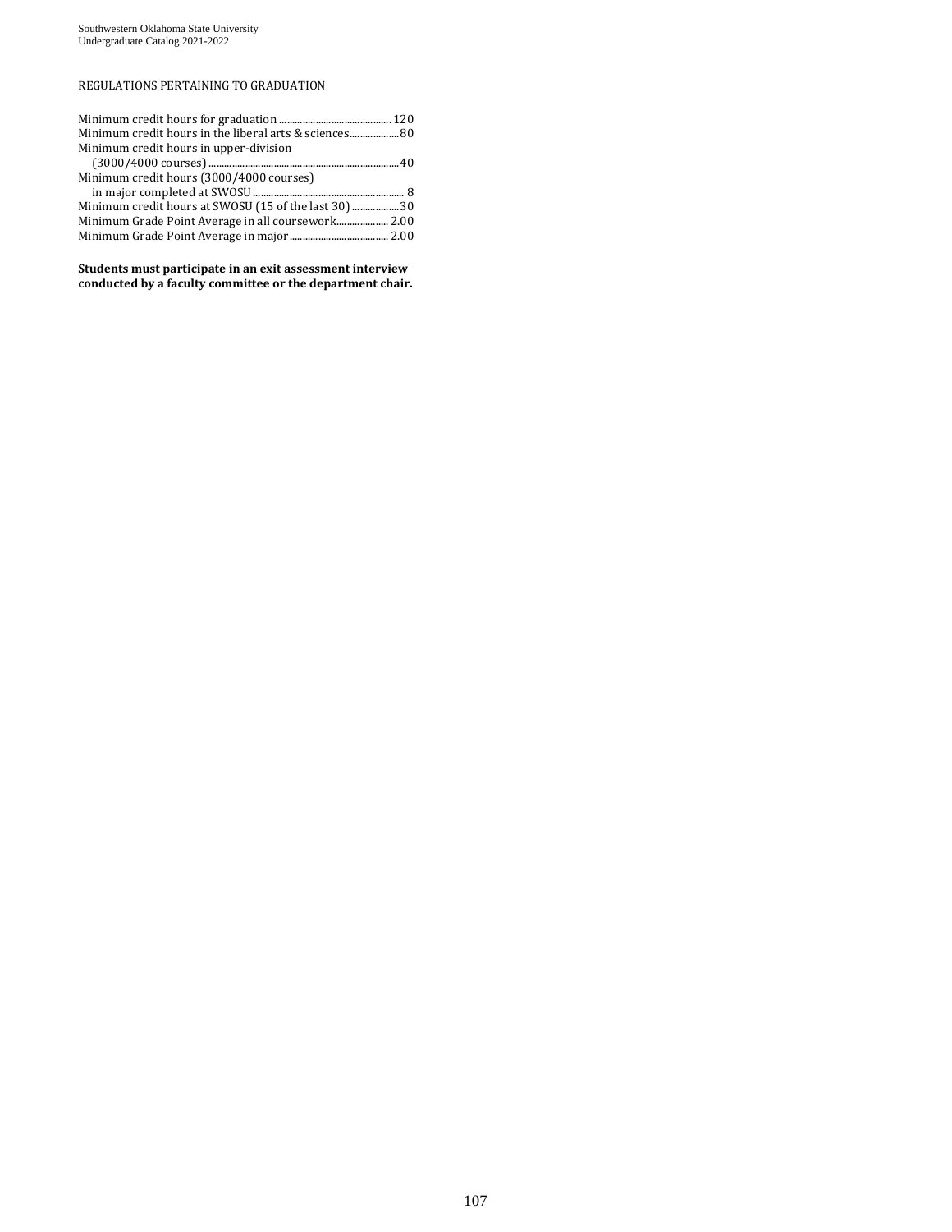## REGULATIONS PERTAINING TO GRADUATION

| Requirement | Value |
| --- | --- |
| Minimum credit hours for graduation | 120 |
| Minimum credit hours in the liberal arts & sciences | 80 |
| Minimum credit hours in upper-division (3000/4000 courses) | 40 |
| Minimum credit hours (3000/4000 courses) in major completed at SWOSU | 8 |
| Minimum credit hours at SWOSU (15 of the last 30) | 30 |
| Minimum Grade Point Average in all coursework | 2.00 |
| Minimum Grade Point Average in major | 2.00 |

**Students must participate in an exit assessment interview conducted by a faculty committee or the department chair.**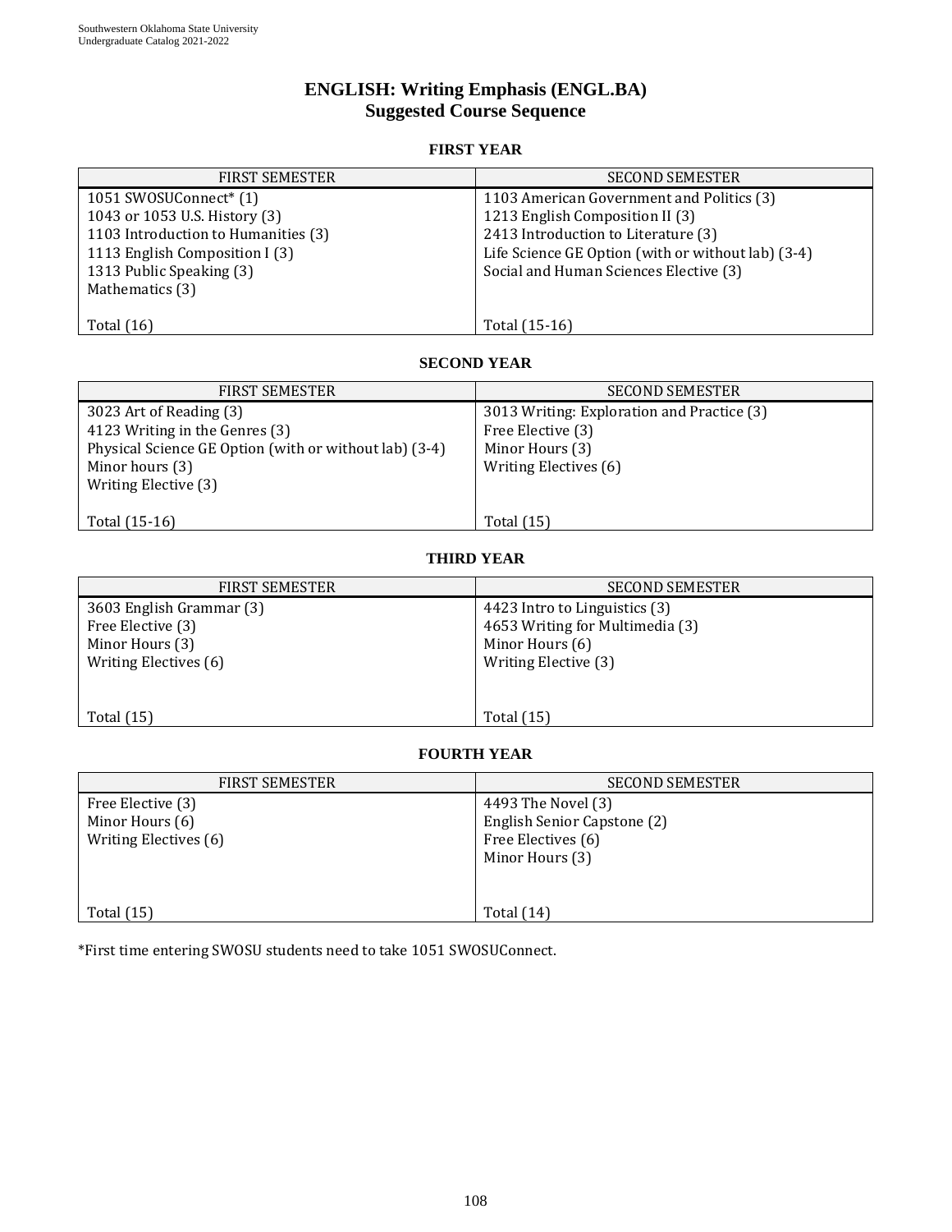# ENGLISH: Writing Emphasis (ENGL.BA)
## Suggested Course Sequence

### FIRST YEAR

| FIRST SEMESTER | SECOND SEMESTER |
|---|---|
| 1051 SWOSUConnect* (1) | 1103 American Government and Politics (3) |
| 1043 or 1053 U.S. History (3) | 1213 English Composition II (3) |
| 1103 Introduction to Humanities (3) | 2413 Introduction to Literature (3) |
| 1113 English Composition I (3) | Life Science GE Option (with or without lab) (3-4) |
| 1313 Public Speaking (3) | Social and Human Sciences Elective (3) |
| Mathematics (3) | |
| Total (16) | Total (15-16) |

### SECOND YEAR

| FIRST SEMESTER | SECOND SEMESTER |
|---|---|
| 3023 Art of Reading (3) | 3013 Writing: Exploration and Practice (3) |
| 4123 Writing in the Genres (3) | Free Elective (3) |
| Physical Science GE Option (with or without lab) (3-4) | Minor Hours (3) |
| Minor hours (3) | Writing Electives (6) |
| Writing Elective (3) | |
| Total (15-16) | Total (15) |

### THIRD YEAR

| FIRST SEMESTER | SECOND SEMESTER |
|---|---|
| 3603 English Grammar (3) | 4423 Intro to Linguistics (3) |
| Free Elective (3) | 4653 Writing for Multimedia (3) |
| Minor Hours (3) | Minor Hours (6) |
| Writing Electives (6) | Writing Elective (3) |
| Total (15) | Total (15) |

### FOURTH YEAR

| FIRST SEMESTER | SECOND SEMESTER |
|---|---|
| Free Elective (3) | 4493 The Novel (3) |
| Minor Hours (6) | English Senior Capstone (2) |
| Writing Electives (6) | Free Electives (6) |
| | Minor Hours (3) |
| Total (15) | Total (14) |

*First time entering SWOSU students need to take 1051 SWOSUConnect.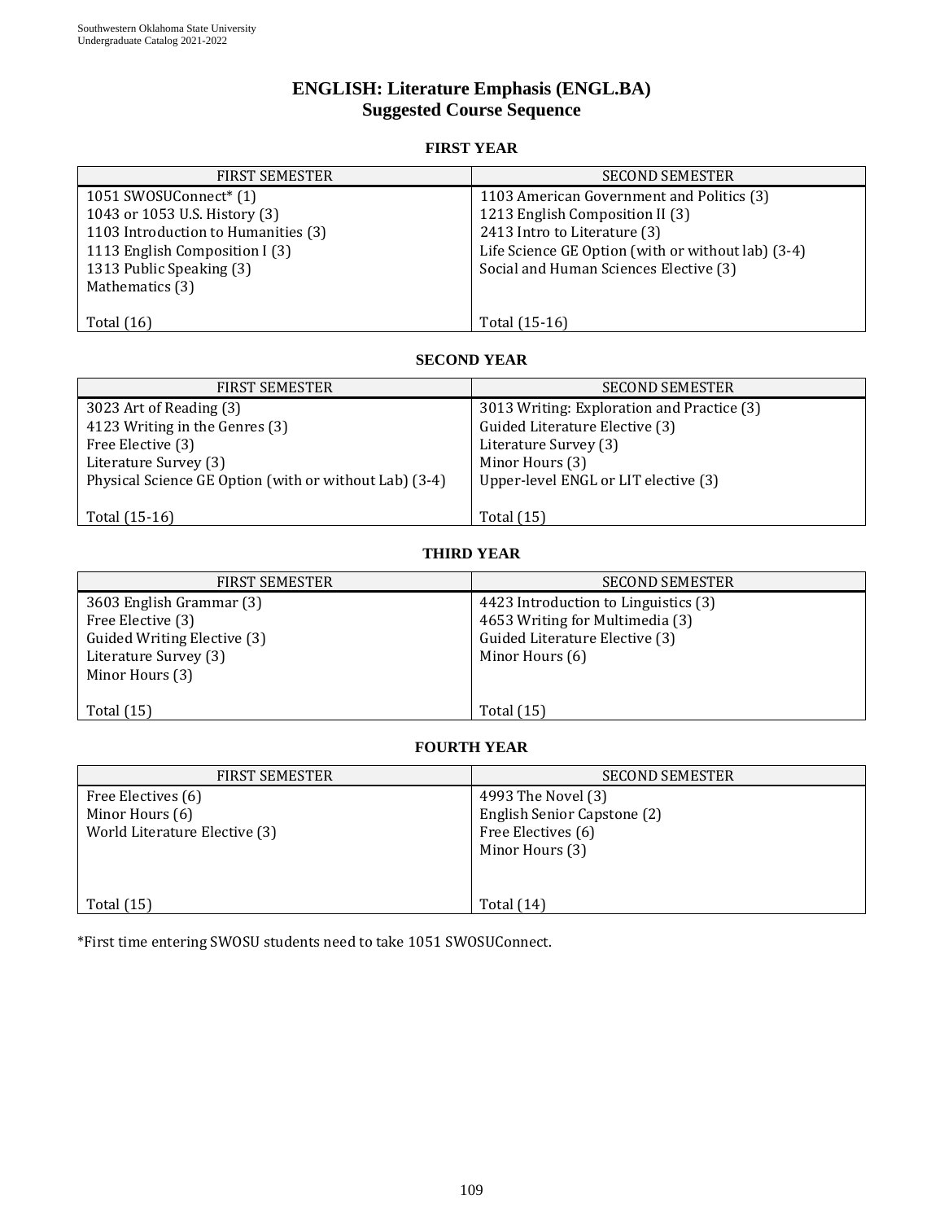# ENGLISH: Literature Emphasis (ENGL.BA)
## Suggested Course Sequence

### FIRST YEAR

| FIRST SEMESTER | SECOND SEMESTER |
|---|---|
| 1051 SWOSUConnect* (1) | 1103 American Government and Politics (3) |
| 1043 or 1053 U.S. History (3) | 1213 English Composition II (3) |
| 1103 Introduction to Humanities (3) | 2413 Intro to Literature (3) |
| 1113 English Composition I (3) | Life Science GE Option (with or without lab) (3-4) |
| 1313 Public Speaking (3) | Social and Human Sciences Elective (3) |
| Mathematics (3) | |
| Total (16) | Total (15-16) |

### SECOND YEAR

| FIRST SEMESTER | SECOND SEMESTER |
|---|---|
| 3023 Art of Reading (3) | 3013 Writing: Exploration and Practice (3) |
| 4123 Writing in the Genres (3) | Guided Literature Elective (3) |
| Free Elective (3) | Literature Survey (3) |
| Literature Survey (3) | Minor Hours (3) |
| Physical Science GE Option (with or without Lab) (3-4) | Upper-level ENGL or LIT elective (3) |
| Total (15-16) | Total (15) |

### THIRD YEAR

| FIRST SEMESTER | SECOND SEMESTER |
|---|---|
| 3603 English Grammar (3) | 4423 Introduction to Linguistics (3) |
| Free Elective (3) | 4653 Writing for Multimedia (3) |
| Guided Writing Elective (3) | Guided Literature Elective (3) |
| Literature Survey (3) | Minor Hours (6) |
| Minor Hours (3) | |
| Total (15) | Total (15) |

### FOURTH YEAR

| FIRST SEMESTER | SECOND SEMESTER |
|---|---|
| Free Electives (6) | 4993 The Novel (3) |
| Minor Hours (6) | English Senior Capstone (2) |
| World Literature Elective (3) | Free Electives (6) |
| | Minor Hours (3) |
| Total (15) | Total (14) |

*First time entering SWOSU students need to take 1051 SWOSUConnect.